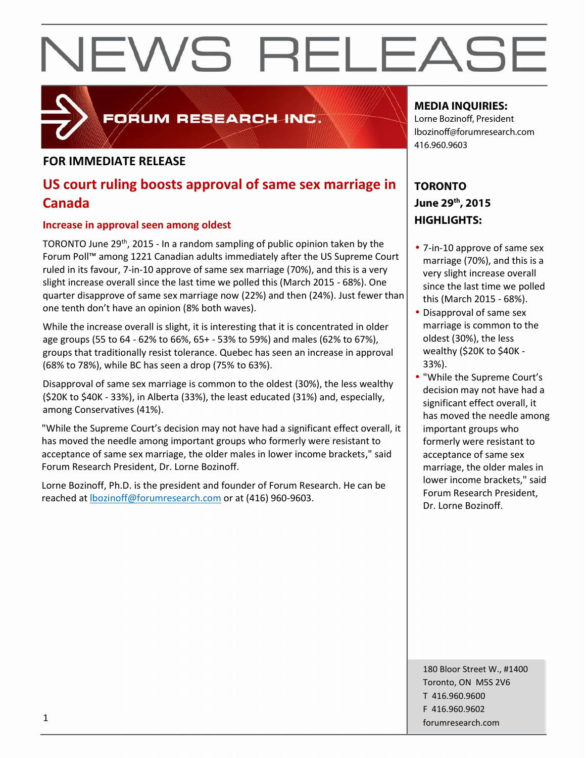# NEWS RELEASE

FORUM RESEARCH INC.

**FOR IMMEDIATE RELEASE**

## US court ruling boosts approval of same sex marriage in Canada

### Increase in approval seen among oldest

TORONTO June 29th, 2015 - In a random sampling of public opinion taken by the Forum Poll™ among 1221 Canadian adults immediately after the US Supreme Court ruled in its favour, 7-in-10 approve of same sex marriage (70%), and this is a very slight increase overall since the last time we polled this (March 2015 - 68%). One quarter disapprove of same sex marriage now (22%) and then (24%). Just fewer than one tenth don't have an opinion (8% both waves).

While the increase overall is slight, it is interesting that it is concentrated in older age groups (55 to 64 - 62% to 66%, 65+ - 53% to 59%) and males (62% to 67%), groups that traditionally resist tolerance. Quebec has seen an increase in approval (68% to 78%), while BC has seen a drop (75% to 63%).

Disapproval of same sex marriage is common to the oldest (30%), the less wealthy ($20K to $40K - 33%), in Alberta (33%), the least educated (31%) and, especially, among Conservatives (41%).

"While the Supreme Court's decision may not have had a significant effect overall, it has moved the needle among important groups who formerly were resistant to acceptance of same sex marriage, the older males in lower income brackets," said Forum Research President, Dr. Lorne Bozinoff.

Lorne Bozinoff, Ph.D. is the president and founder of Forum Research. He can be reached at lbozinoff@forumresearch.com or at (416) 960-9603.

**MEDIA INQUIRIES:**
Lorne Bozinoff, President
lbozinoff@forumresearch.com
416.960.9603

**TORONTO**
**June 29th, 2015**
**HIGHLIGHTS:**

- 7-in-10 approve of same sex marriage (70%), and this is a very slight increase overall since the last time we polled this (March 2015 - 68%).
- Disapproval of same sex marriage is common to the oldest (30%), the less wealthy ($20K to $40K - 33%).
- "While the Supreme Court's decision may not have had a significant effect overall, it has moved the needle among important groups who formerly were resistant to acceptance of same sex marriage, the older males in lower income brackets," said Forum Research President, Dr. Lorne Bozinoff.

180 Bloor Street W., #1400
Toronto, ON M5S 2V6
T 416.960.9600
F 416.960.9602
forumresearch.com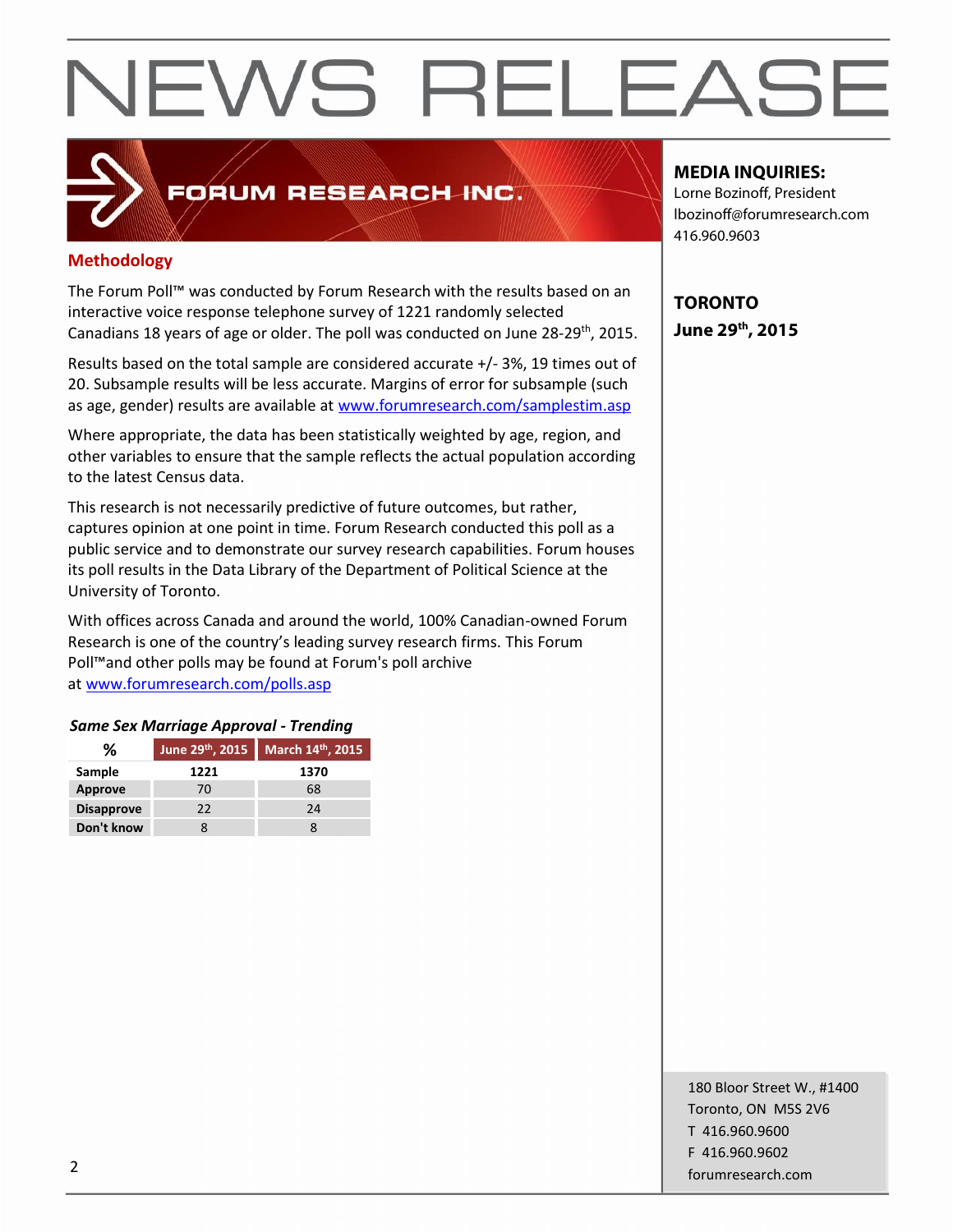# NEWS RELEASE

FORUM RESEARCH INC.

**MEDIA INQUIRIES:**
Lorne Bozinoff, President
lbozinoff@forumresearch.com
416.960.9603

**TORONTO**
**June 29th, 2015**

## Methodology

The Forum Poll™ was conducted by Forum Research with the results based on an interactive voice response telephone survey of 1221 randomly selected Canadians 18 years of age or older. The poll was conducted on June 28-29th, 2015.

Results based on the total sample are considered accurate +/- 3%, 19 times out of 20. Subsample results will be less accurate. Margins of error for subsample (such as age, gender) results are available at www.forumresearch.com/samplestim.asp

Where appropriate, the data has been statistically weighted by age, region, and other variables to ensure that the sample reflects the actual population according to the latest Census data.

This research is not necessarily predictive of future outcomes, but rather, captures opinion at one point in time. Forum Research conducted this poll as a public service and to demonstrate our survey research capabilities. Forum houses its poll results in the Data Library of the Department of Political Science at the University of Toronto.

With offices across Canada and around the world, 100% Canadian-owned Forum Research is one of the country's leading survey research firms. This Forum Poll™and other polls may be found at Forum's poll archive at www.forumresearch.com/polls.asp

***Same Sex Marriage Approval - Trending***

| % | June 29th, 2015 | March 14th, 2015 |
|---|---|---|
| **Sample** | **1221** | **1370** |
| **Approve** | 70 | 68 |
| **Disapprove** | 22 | 24 |
| **Don't know** | 8 | 8 |

180 Bloor Street W., #1400
Toronto, ON M5S 2V6
T 416.960.9600
F 416.960.9602
forumresearch.com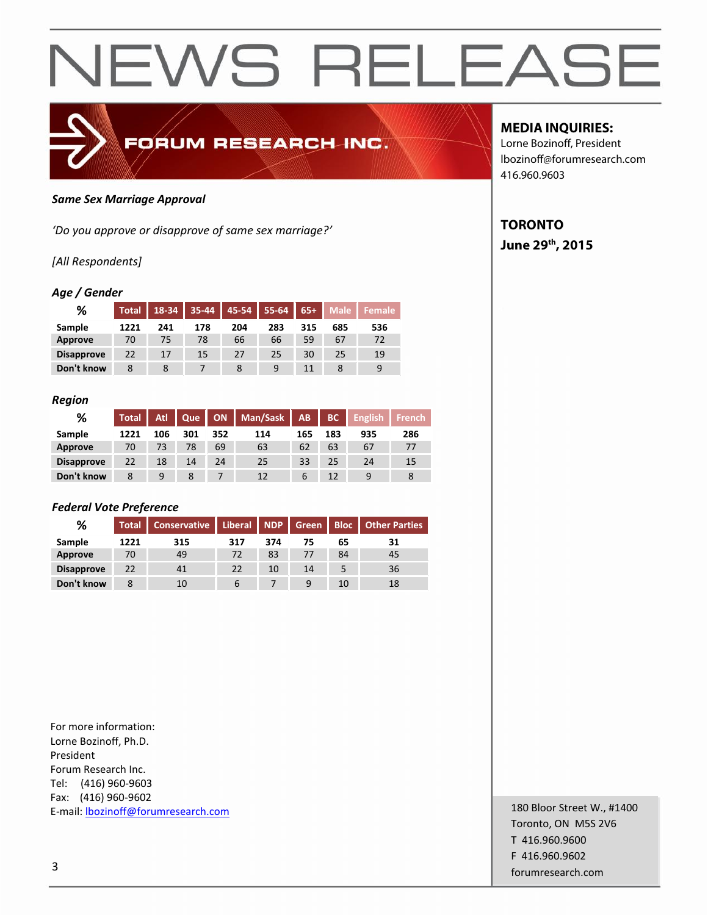# NEWS RELEASE

FORUM RESEARCH INC.

**MEDIA INQUIRIES:**
Lorne Bozinoff, President
lbozinoff@forumresearch.com
416.960.9603

**TORONTO**
**June 29th, 2015**

***Same Sex Marriage Approval***

*'Do you approve or disapprove of same sex marriage?'*

*[All Respondents]*

***Age / Gender***

| % | Total | 18-34 | 35-44 | 45-54 | 55-64 | 65+ | Male | Female |
|---|---|---|---|---|---|---|---|---|
| **Sample** | **1221** | **241** | **178** | **204** | **283** | **315** | **685** | **536** |
| **Approve** | 70 | 75 | 78 | 66 | 66 | 59 | 67 | 72 |
| **Disapprove** | 22 | 17 | 15 | 27 | 25 | 30 | 25 | 19 |
| **Don't know** | 8 | 8 | 7 | 8 | 9 | 11 | 8 | 9 |

***Region***

| % | Total | Atl | Que | ON | Man/Sask | AB | BC | English | French |
|---|---|---|---|---|---|---|---|---|---|
| **Sample** | **1221** | **106** | **301** | **352** | **114** | **165** | **183** | **935** | **286** |
| **Approve** | 70 | 73 | 78 | 69 | 63 | 62 | 63 | 67 | 77 |
| **Disapprove** | 22 | 18 | 14 | 24 | 25 | 33 | 25 | 24 | 15 |
| **Don't know** | 8 | 9 | 8 | 7 | 12 | 6 | 12 | 9 | 8 |

***Federal Vote Preference***

| % | Total | Conservative | Liberal | NDP | Green | Bloc | Other Parties |
|---|---|---|---|---|---|---|---|
| **Sample** | **1221** | **315** | **317** | **374** | **75** | **65** | **31** |
| **Approve** | 70 | 49 | 72 | 83 | 77 | 84 | 45 |
| **Disapprove** | 22 | 41 | 22 | 10 | 14 | 5 | 36 |
| **Don't know** | 8 | 10 | 6 | 7 | 9 | 10 | 18 |

For more information:
Lorne Bozinoff, Ph.D.
President
Forum Research Inc.
Tel: (416) 960-9603
Fax: (416) 960-9602
E-mail: lbozinoff@forumresearch.com

180 Bloor Street W., #1400
Toronto, ON M5S 2V6
T 416.960.9600
F 416.960.9602
forumresearch.com